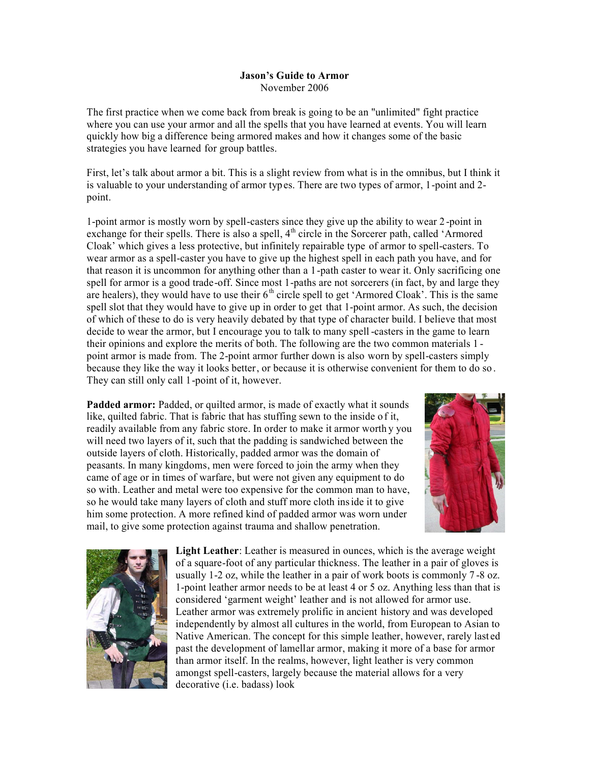**Jason's Guide to Armor**
November 2006

The first practice when we come back from break is going to be an "unlimited" fight practice where you can use your armor and all the spells that you have learned at events. You will learn quickly how big a difference being armored makes and how it changes some of the basic strategies you have learned for group battles.

First, let's talk about armor a bit. This is a slight review from what is in the omnibus, but I think it is valuable to your understanding of armor types. There are two types of armor, 1-point and 2-point.

1-point armor is mostly worn by spell-casters since they give up the ability to wear 2-point in exchange for their spells. There is also a spell, 4th circle in the Sorcerer path, called 'Armored Cloak' which gives a less protective, but infinitely repairable type of armor to spell-casters. To wear armor as a spell-caster you have to give up the highest spell in each path you have, and for that reason it is uncommon for anything other than a 1-path caster to wear it. Only sacrificing one spell for armor is a good trade-off. Since most 1-paths are not sorcerers (in fact, by and large they are healers), they would have to use their 6th circle spell to get 'Armored Cloak'. This is the same spell slot that they would have to give up in order to get that 1-point armor. As such, the decision of which of these to do is very heavily debated by that type of character build. I believe that most decide to wear the armor, but I encourage you to talk to many spell-casters in the game to learn their opinions and explore the merits of both. The following are the two common materials 1-point armor is made from. The 2-point armor further down is also worn by spell-casters simply because they like the way it looks better, or because it is otherwise convenient for them to do so. They can still only call 1-point of it, however.

**Padded armor:** Padded, or quilted armor, is made of exactly what it sounds like, quilted fabric. That is fabric that has stuffing sewn to the inside of it, readily available from any fabric store. In order to make it armor worthy you will need two layers of it, such that the padding is sandwiched between the outside layers of cloth. Historically, padded armor was the domain of peasants. In many kingdoms, men were forced to join the army when they came of age or in times of warfare, but were not given any equipment to do so with. Leather and metal were too expensive for the common man to have, so he would take many layers of cloth and stuff more cloth inside it to give him some protection. A more refined kind of padded armor was worn under mail, to give some protection against trauma and shallow penetration.

**Light Leather**: Leather is measured in ounces, which is the average weight of a square-foot of any particular thickness. The leather in a pair of gloves is usually 1-2 oz, while the leather in a pair of work boots is commonly 7-8 oz. 1-point leather armor needs to be at least 4 or 5 oz. Anything less than that is considered 'garment weight' leather and is not allowed for armor use. Leather armor was extremely prolific in ancient history and was developed independently by almost all cultures in the world, from European to Asian to Native American. The concept for this simple leather, however, rarely lasted past the development of lamellar armor, making it more of a base for armor than armor itself. In the realms, however, light leather is very common amongst spell-casters, largely because the material allows for a very decorative (i.e. badass) look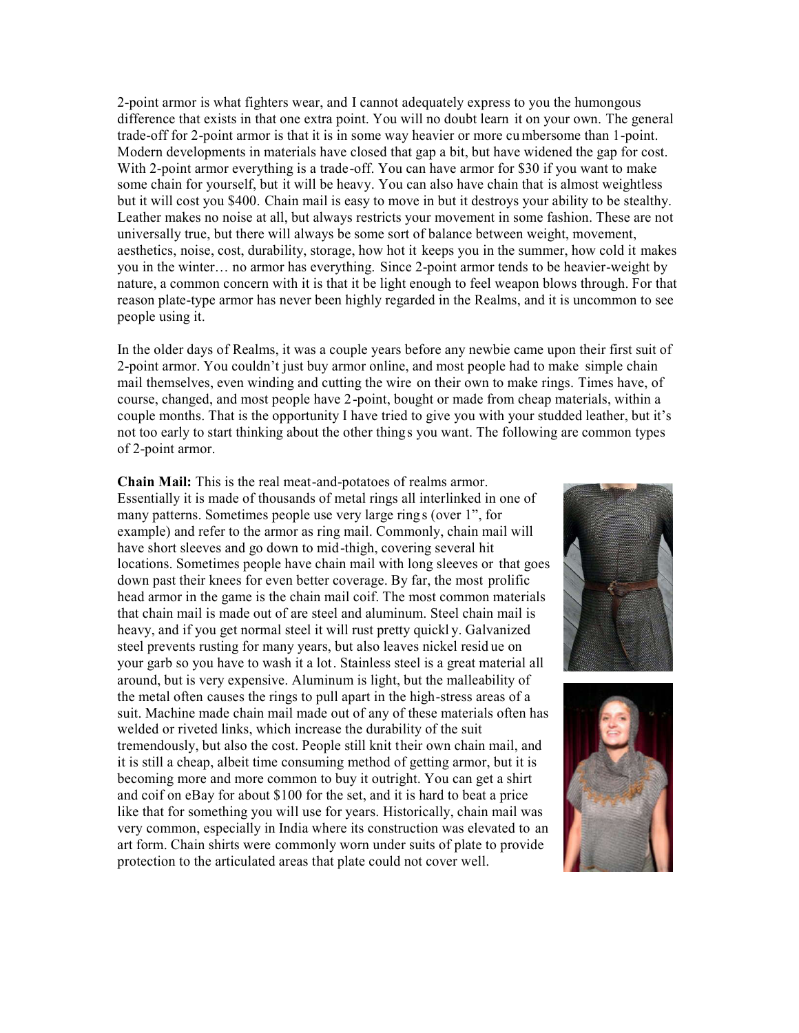2-point armor is what fighters wear, and I cannot adequately express to you the humongous difference that exists in that one extra point. You will no doubt learn it on your own. The general trade-off for 2-point armor is that it is in some way heavier or more cumbersome than 1-point. Modern developments in materials have closed that gap a bit, but have widened the gap for cost. With 2-point armor everything is a trade-off. You can have armor for $30 if you want to make some chain for yourself, but it will be heavy. You can also have chain that is almost weightless but it will cost you $400. Chain mail is easy to move in but it destroys your ability to be stealthy. Leather makes no noise at all, but always restricts your movement in some fashion. These are not universally true, but there will always be some sort of balance between weight, movement, aesthetics, noise, cost, durability, storage, how hot it keeps you in the summer, how cold it makes you in the winter… no armor has everything. Since 2-point armor tends to be heavier-weight by nature, a common concern with it is that it be light enough to feel weapon blows through. For that reason plate-type armor has never been highly regarded in the Realms, and it is uncommon to see people using it.

In the older days of Realms, it was a couple years before any newbie came upon their first suit of 2-point armor. You couldn't just buy armor online, and most people had to make simple chain mail themselves, even winding and cutting the wire on their own to make rings. Times have, of course, changed, and most people have 2-point, bought or made from cheap materials, within a couple months. That is the opportunity I have tried to give you with your studded leather, but it's not too early to start thinking about the other things you want. The following are common types of 2-point armor.

**Chain Mail:** This is the real meat-and-potatoes of realms armor. Essentially it is made of thousands of metal rings all interlinked in one of many patterns. Sometimes people use very large rings (over 1", for example) and refer to the armor as ring mail. Commonly, chain mail will have short sleeves and go down to mid-thigh, covering several hit locations. Sometimes people have chain mail with long sleeves or that goes down past their knees for even better coverage. By far, the most prolific head armor in the game is the chain mail coif. The most common materials that chain mail is made out of are steel and aluminum. Steel chain mail is heavy, and if you get normal steel it will rust pretty quickly. Galvanized steel prevents rusting for many years, but also leaves nickel residue on your garb so you have to wash it a lot. Stainless steel is a great material all around, but is very expensive. Aluminum is light, but the malleability of the metal often causes the rings to pull apart in the high-stress areas of a suit. Machine made chain mail made out of any of these materials often has welded or riveted links, which increase the durability of the suit tremendously, but also the cost. People still knit their own chain mail, and it is still a cheap, albeit time consuming method of getting armor, but it is becoming more and more common to buy it outright. You can get a shirt and coif on eBay for about $100 for the set, and it is hard to beat a price like that for something you will use for years. Historically, chain mail was very common, especially in India where its construction was elevated to an art form. Chain shirts were commonly worn under suits of plate to provide protection to the articulated areas that plate could not cover well.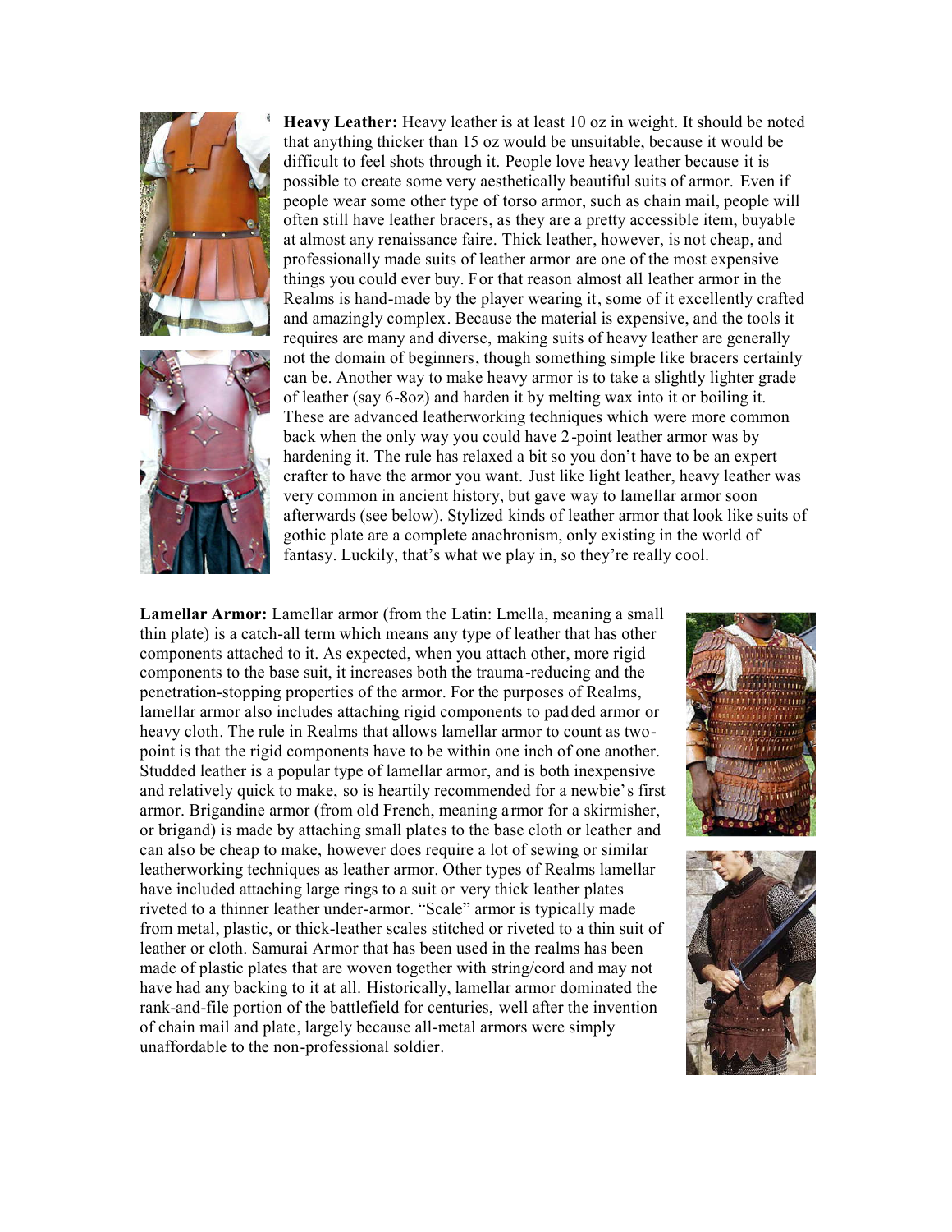**Heavy Leather:** Heavy leather is at least 10 oz in weight. It should be noted that anything thicker than 15 oz would be unsuitable, because it would be difficult to feel shots through it. People love heavy leather because it is possible to create some very aesthetically beautiful suits of armor. Even if people wear some other type of torso armor, such as chain mail, people will often still have leather bracers, as they are a pretty accessible item, buyable at almost any renaissance faire. Thick leather, however, is not cheap, and professionally made suits of leather armor are one of the most expensive things you could ever buy. For that reason almost all leather armor in the Realms is hand-made by the player wearing it, some of it excellently crafted and amazingly complex. Because the material is expensive, and the tools it requires are many and diverse, making suits of heavy leather are generally not the domain of beginners, though something simple like bracers certainly can be. Another way to make heavy armor is to take a slightly lighter grade of leather (say 6-8oz) and harden it by melting wax into it or boiling it. These are advanced leatherworking techniques which were more common back when the only way you could have 2-point leather armor was by hardening it. The rule has relaxed a bit so you don't have to be an expert crafter to have the armor you want. Just like light leather, heavy leather was very common in ancient history, but gave way to lamellar armor soon afterwards (see below). Stylized kinds of leather armor that look like suits of gothic plate are a complete anachronism, only existing in the world of fantasy. Luckily, that's what we play in, so they're really cool.

**Lamellar Armor:** Lamellar armor (from the Latin: Lmella, meaning a small thin plate) is a catch-all term which means any type of leather that has other components attached to it. As expected, when you attach other, more rigid components to the base suit, it increases both the trauma-reducing and the penetration-stopping properties of the armor. For the purposes of Realms, lamellar armor also includes attaching rigid components to padded armor or heavy cloth. The rule in Realms that allows lamellar armor to count as two-point is that the rigid components have to be within one inch of one another. Studded leather is a popular type of lamellar armor, and is both inexpensive and relatively quick to make, so is heartily recommended for a newbie's first armor. Brigandine armor (from old French, meaning armor for a skirmisher, or brigand) is made by attaching small plates to the base cloth or leather and can also be cheap to make, however does require a lot of sewing or similar leatherworking techniques as leather armor. Other types of Realms lamellar have included attaching large rings to a suit or very thick leather plates riveted to a thinner leather under-armor. "Scale" armor is typically made from metal, plastic, or thick-leather scales stitched or riveted to a thin suit of leather or cloth. Samurai Armor that has been used in the realms has been made of plastic plates that are woven together with string/cord and may not have had any backing to it at all. Historically, lamellar armor dominated the rank-and-file portion of the battlefield for centuries, well after the invention of chain mail and plate, largely because all-metal armors were simply unaffordable to the non-professional soldier.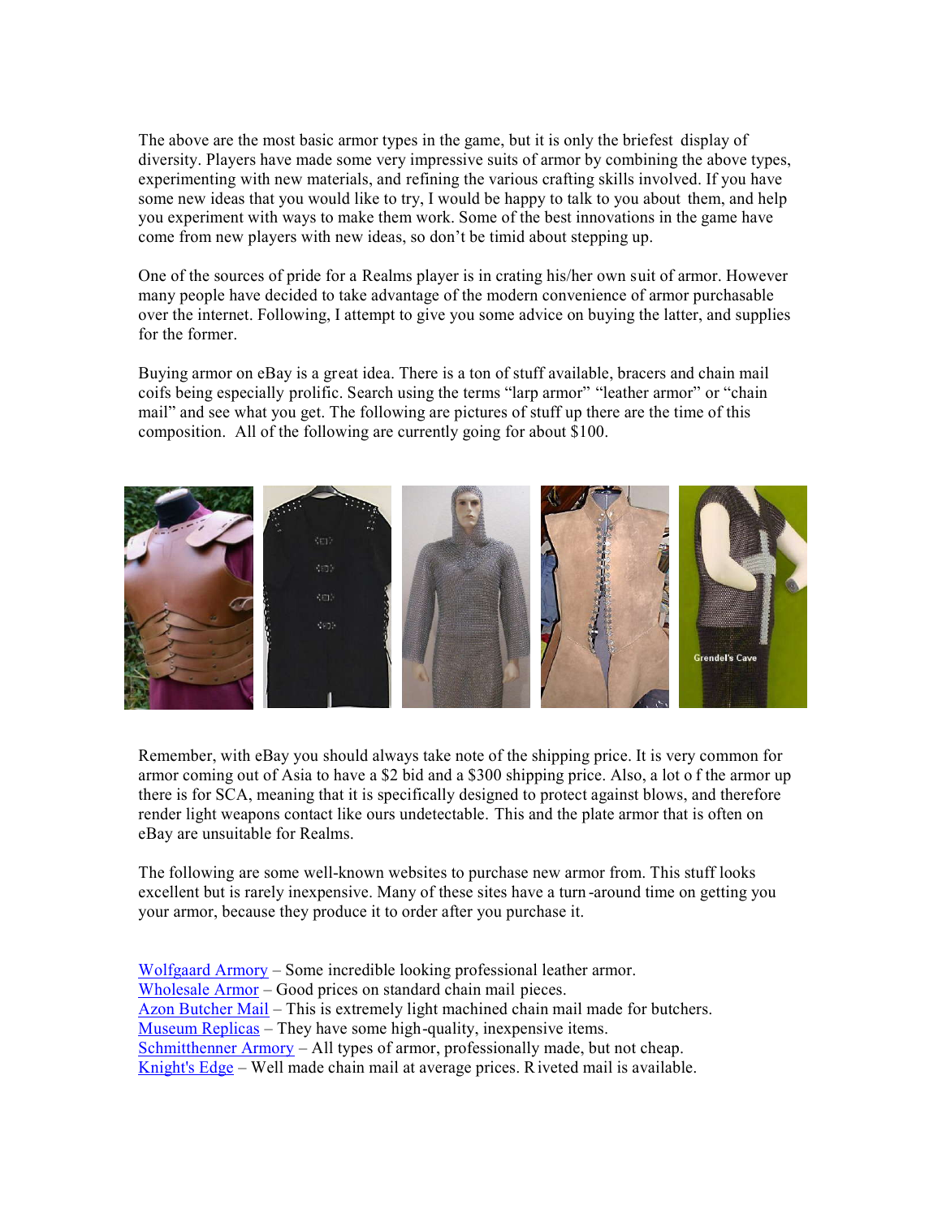The above are the most basic armor types in the game, but it is only the briefest display of diversity. Players have made some very impressive suits of armor by combining the above types, experimenting with new materials, and refining the various crafting skills involved. If you have some new ideas that you would like to try, I would be happy to talk to you about them, and help you experiment with ways to make them work. Some of the best innovations in the game have come from new players with new ideas, so don't be timid about stepping up.

One of the sources of pride for a Realms player is in crating his/her own suit of armor. However many people have decided to take advantage of the modern convenience of armor purchasable over the internet. Following, I attempt to give you some advice on buying the latter, and supplies for the former.

Buying armor on eBay is a great idea. There is a ton of stuff available, bracers and chain mail coifs being especially prolific. Search using the terms "larp armor" "leather armor" or "chain mail" and see what you get. The following are pictures of stuff up there are the time of this composition. All of the following are currently going for about $100.

Remember, with eBay you should always take note of the shipping price. It is very common for armor coming out of Asia to have a $2 bid and a $300 shipping price. Also, a lot o f the armor up there is for SCA, meaning that it is specifically designed to protect against blows, and therefore render light weapons contact like ours undetectable. This and the plate armor that is often on eBay are unsuitable for Realms.

The following are some well-known websites to purchase new armor from. This stuff looks excellent but is rarely inexpensive. Many of these sites have a turn-around time on getting you your armor, because they produce it to order after you purchase it.

Wolfgaard Armory – Some incredible looking professional leather armor.
Wholesale Armor – Good prices on standard chain mail pieces.
Azon Butcher Mail – This is extremely light machined chain mail made for butchers.
Museum Replicas – They have some high-quality, inexpensive items.
Schmitthenner Armory – All types of armor, professionally made, but not cheap.
Knight's Edge – Well made chain mail at average prices. Riveted mail is available.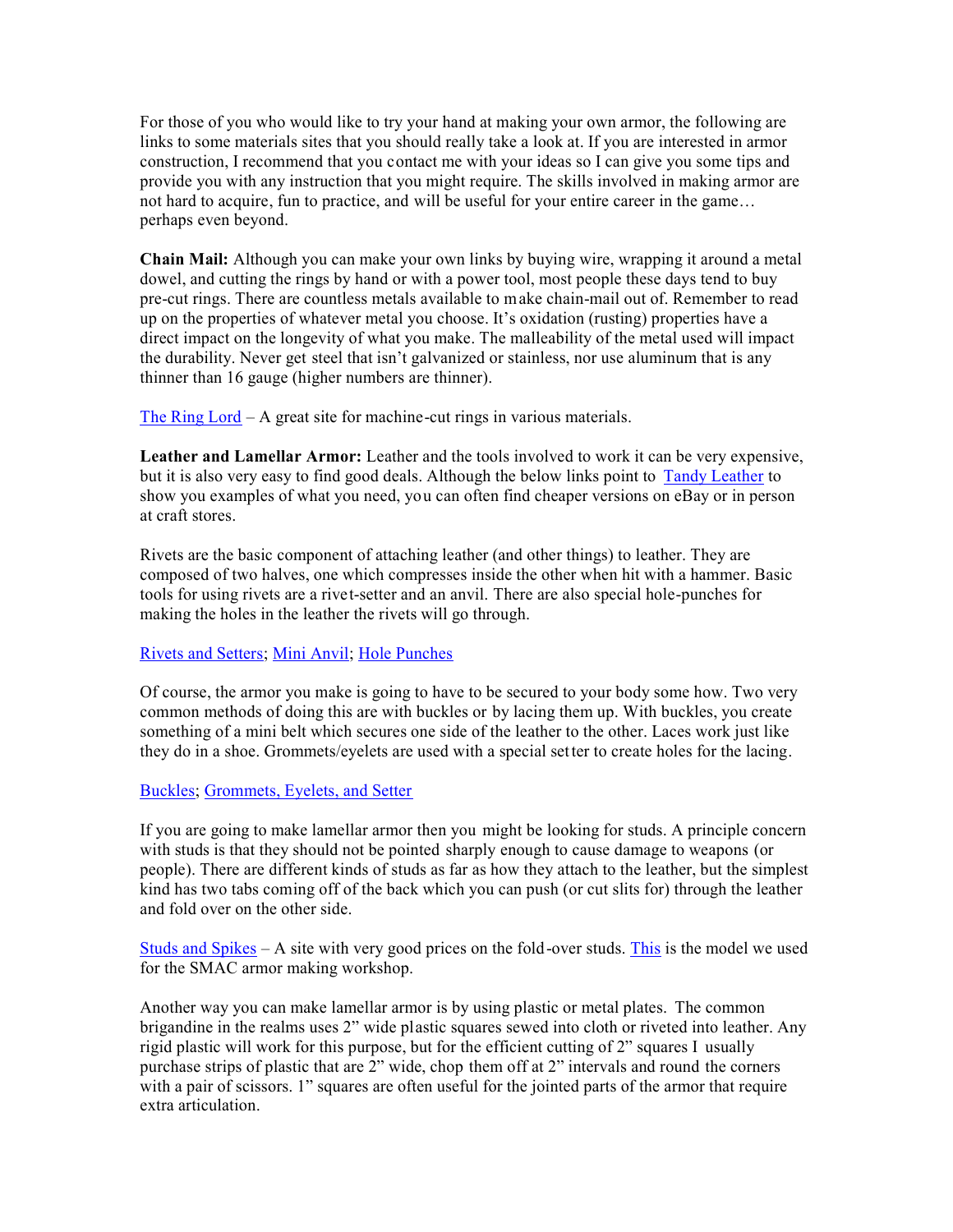For those of you who would like to try your hand at making your own armor, the following are links to some materials sites that you should really take a look at. If you are interested in armor construction, I recommend that you contact me with your ideas so I can give you some tips and provide you with any instruction that you might require. The skills involved in making armor are not hard to acquire, fun to practice, and will be useful for your entire career in the game… perhaps even beyond.

**Chain Mail:** Although you can make your own links by buying wire, wrapping it around a metal dowel, and cutting the rings by hand or with a power tool, most people these days tend to buy pre-cut rings. There are countless metals available to make chain-mail out of. Remember to read up on the properties of whatever metal you choose. It's oxidation (rusting) properties have a direct impact on the longevity of what you make. The malleability of the metal used will impact the durability. Never get steel that isn't galvanized or stainless, nor use aluminum that is any thinner than 16 gauge (higher numbers are thinner).

The Ring Lord – A great site for machine-cut rings in various materials.

**Leather and Lamellar Armor:** Leather and the tools involved to work it can be very expensive, but it is also very easy to find good deals. Although the below links point to Tandy Leather to show you examples of what you need, you can often find cheaper versions on eBay or in person at craft stores.

Rivets are the basic component of attaching leather (and other things) to leather. They are composed of two halves, one which compresses inside the other when hit with a hammer. Basic tools for using rivets are a rivet-setter and an anvil. There are also special hole-punches for making the holes in the leather the rivets will go through.

Rivets and Setters; Mini Anvil; Hole Punches

Of course, the armor you make is going to have to be secured to your body some how. Two very common methods of doing this are with buckles or by lacing them up. With buckles, you create something of a mini belt which secures one side of the leather to the other. Laces work just like they do in a shoe. Grommets/eyelets are used with a special setter to create holes for the lacing.

Buckles; Grommets, Eyelets, and Setter

If you are going to make lamellar armor then you might be looking for studs. A principle concern with studs is that they should not be pointed sharply enough to cause damage to weapons (or people). There are different kinds of studs as far as how they attach to the leather, but the simplest kind has two tabs coming off of the back which you can push (or cut slits for) through the leather and fold over on the other side.

Studs and Spikes – A site with very good prices on the fold-over studs. This is the model we used for the SMAC armor making workshop.

Another way you can make lamellar armor is by using plastic or metal plates. The common brigandine in the realms uses 2" wide plastic squares sewed into cloth or riveted into leather. Any rigid plastic will work for this purpose, but for the efficient cutting of 2" squares I usually purchase strips of plastic that are 2" wide, chop them off at 2" intervals and round the corners with a pair of scissors. 1" squares are often useful for the jointed parts of the armor that require extra articulation.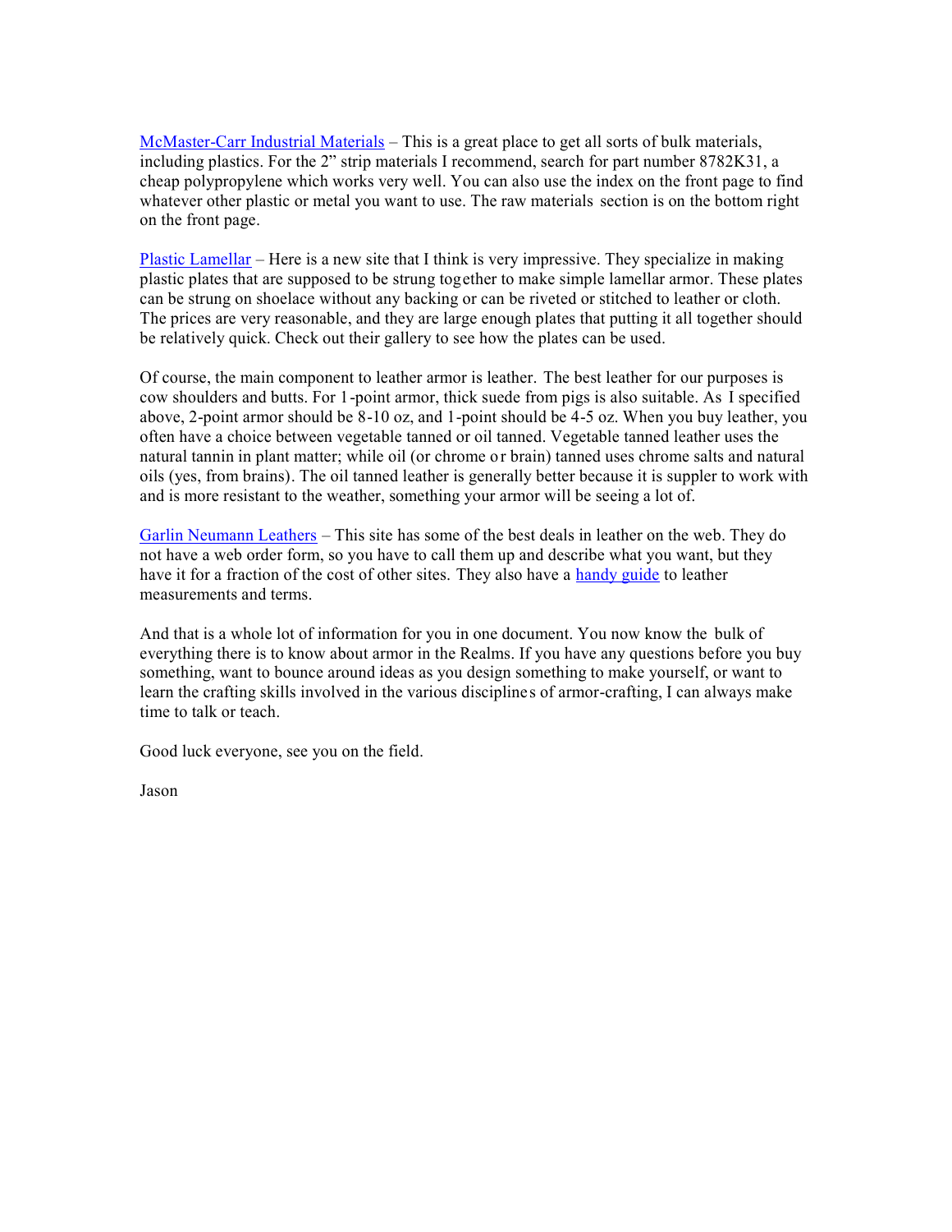McMaster-Carr Industrial Materials – This is a great place to get all sorts of bulk materials, including plastics. For the 2" strip materials I recommend, search for part number 8782K31, a cheap polypropylene which works very well. You can also use the index on the front page to find whatever other plastic or metal you want to use. The raw materials section is on the bottom right on the front page.

Plastic Lamellar – Here is a new site that I think is very impressive. They specialize in making plastic plates that are supposed to be strung together to make simple lamellar armor. These plates can be strung on shoelace without any backing or can be riveted or stitched to leather or cloth. The prices are very reasonable, and they are large enough plates that putting it all together should be relatively quick. Check out their gallery to see how the plates can be used.

Of course, the main component to leather armor is leather. The best leather for our purposes is cow shoulders and butts. For 1-point armor, thick suede from pigs is also suitable. As I specified above, 2-point armor should be 8-10 oz, and 1-point should be 4-5 oz. When you buy leather, you often have a choice between vegetable tanned or oil tanned. Vegetable tanned leather uses the natural tannin in plant matter; while oil (or chrome or brain) tanned uses chrome salts and natural oils (yes, from brains). The oil tanned leather is generally better because it is suppler to work with and is more resistant to the weather, something your armor will be seeing a lot of.

Garlin Neumann Leathers – This site has some of the best deals in leather on the web. They do not have a web order form, so you have to call them up and describe what you want, but they have it for a fraction of the cost of other sites. They also have a handy guide to leather measurements and terms.

And that is a whole lot of information for you in one document. You now know the bulk of everything there is to know about armor in the Realms. If you have any questions before you buy something, want to bounce around ideas as you design something to make yourself, or want to learn the crafting skills involved in the various disciplines of armor-crafting, I can always make time to talk or teach.

Good luck everyone, see you on the field.

Jason